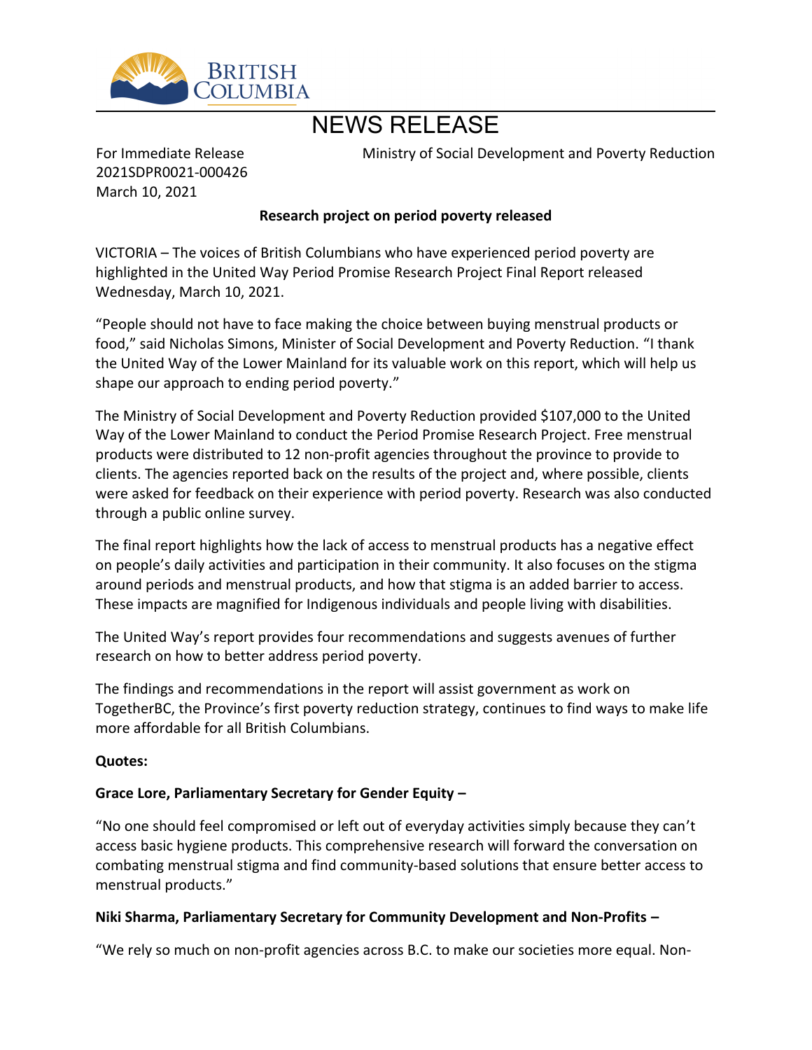# NEWS RELEASE

For Immediate Release
2021SDPR0021-000426
March 10, 2021

Ministry of Social Development and Poverty Reduction

**Research project on period poverty released**

VICTORIA – The voices of British Columbians who have experienced period poverty are highlighted in the United Way Period Promise Research Project Final Report released Wednesday, March 10, 2021.

"People should not have to face making the choice between buying menstrual products or food," said Nicholas Simons, Minister of Social Development and Poverty Reduction. "I thank the United Way of the Lower Mainland for its valuable work on this report, which will help us shape our approach to ending period poverty."

The Ministry of Social Development and Poverty Reduction provided $107,000 to the United Way of the Lower Mainland to conduct the Period Promise Research Project. Free menstrual products were distributed to 12 non-profit agencies throughout the province to provide to clients. The agencies reported back on the results of the project and, where possible, clients were asked for feedback on their experience with period poverty. Research was also conducted through a public online survey.

The final report highlights how the lack of access to menstrual products has a negative effect on people's daily activities and participation in their community. It also focuses on the stigma around periods and menstrual products, and how that stigma is an added barrier to access. These impacts are magnified for Indigenous individuals and people living with disabilities.

The United Way's report provides four recommendations and suggests avenues of further research on how to better address period poverty.

The findings and recommendations in the report will assist government as work on TogetherBC, the Province's first poverty reduction strategy, continues to find ways to make life more affordable for all British Columbians.

**Quotes:**

**Grace Lore, Parliamentary Secretary for Gender Equity –**

"No one should feel compromised or left out of everyday activities simply because they can't access basic hygiene products. This comprehensive research will forward the conversation on combating menstrual stigma and find community-based solutions that ensure better access to menstrual products."

**Niki Sharma, Parliamentary Secretary for Community Development and Non-Profits –**

"We rely so much on non-profit agencies across B.C. to make our societies more equal. Non-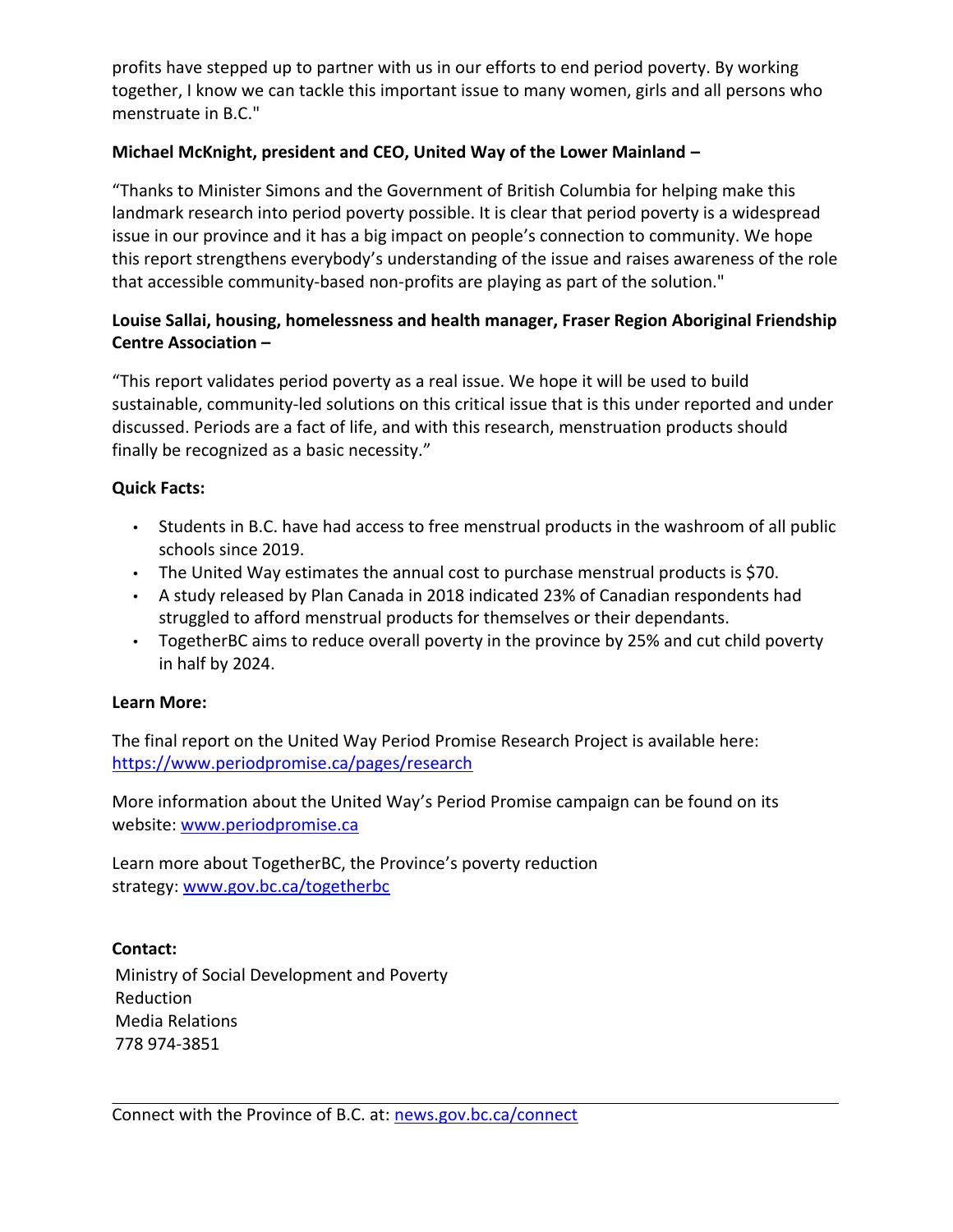profits have stepped up to partner with us in our efforts to end period poverty. By working together, I know we can tackle this important issue to many women, girls and all persons who menstruate in B.C."

**Michael McKnight, president and CEO, United Way of the Lower Mainland –**

“Thanks to Minister Simons and the Government of British Columbia for helping make this landmark research into period poverty possible. It is clear that period poverty is a widespread issue in our province and it has a big impact on people’s connection to community. We hope this report strengthens everybody’s understanding of the issue and raises awareness of the role that accessible community-based non-profits are playing as part of the solution."

**Louise Sallai, housing, homelessness and health manager, Fraser Region Aboriginal Friendship Centre Association –**

“This report validates period poverty as a real issue. We hope it will be used to build sustainable, community-led solutions on this critical issue that is this under reported and under discussed. Periods are a fact of life, and with this research, menstruation products should finally be recognized as a basic necessity.”

**Quick Facts:**

- Students in B.C. have had access to free menstrual products in the washroom of all public schools since 2019.
- The United Way estimates the annual cost to purchase menstrual products is $70.
- A study released by Plan Canada in 2018 indicated 23% of Canadian respondents had struggled to afford menstrual products for themselves or their dependants.
- TogetherBC aims to reduce overall poverty in the province by 25% and cut child poverty in half by 2024.

**Learn More:**

The final report on the United Way Period Promise Research Project is available here: https://www.periodpromise.ca/pages/research

More information about the United Way’s Period Promise campaign can be found on its website: www.periodpromise.ca

Learn more about TogetherBC, the Province’s poverty reduction strategy: www.gov.bc.ca/togetherbc

**Contact:**

Ministry of Social Development and Poverty Reduction
Media Relations
778 974-3851

Connect with the Province of B.C. at: news.gov.bc.ca/connect